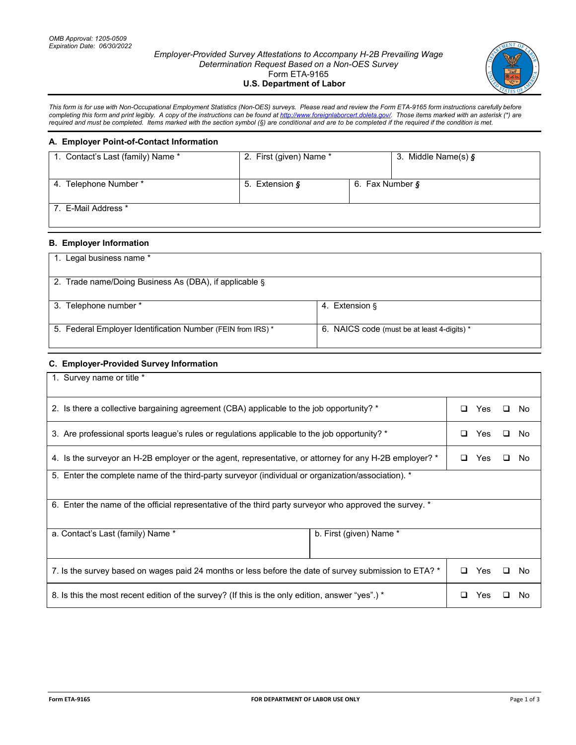OMB Approval: 1205-0509
Expiration Date: 06/30/2022

*Employer-Provided Survey Attestations to Accompany H-2B Prevailing Wage Determination Request Based on a Non-OES Survey*
Form ETA-9165
**U.S. Department of Labor**

*This form is for use with Non-Occupational Employment Statistics (Non-OES) surveys. Please read and review the Form ETA-9165 form instructions carefully before completing this form and print legibly. A copy of the instructions can be found at http://www.foreignlaborcert.doleta.gov/. Those items marked with an asterisk (*) are required and must be completed. Items marked with the section symbol (§) are conditional and are to be completed if the required if the condition is met.*

## A. Employer Point-of-Contact Information

| 1. Contact's Last (family) Name * | 2. First (given) Name * | 3. Middle Name(s) § |
|---|---|---|
| 4. Telephone Number * | 5. Extension § | 6. Fax Number § |
| 7. E-Mail Address * | | |

## B. Employer Information

| 1. Legal business name * | |
|---|---|
| 2. Trade name/Doing Business As (DBA), if applicable § | |
| 3. Telephone number * | 4. Extension § |
| 5. Federal Employer Identification Number (FEIN from IRS) * | 6. NAICS code (must be at least 4-digits) * |

## C. Employer-Provided Survey Information

| 1. Survey name or title * | |
|---|---|
| 2. Is there a collective bargaining agreement (CBA) applicable to the job opportunity? * | ❑ Yes ❑ No |
| 3. Are professional sports league's rules or regulations applicable to the job opportunity? * | ❑ Yes ❑ No |
| 4. Is the surveyor an H-2B employer or the agent, representative, or attorney for any H-2B employer? * | ❑ Yes ❑ No |
| 5. Enter the complete name of the third-party surveyor (individual or organization/association). * | |
| 6. Enter the name of the official representative of the third party surveyor who approved the survey. * | |
| a. Contact's Last (family) Name * | b. First (given) Name * |
| 7. Is the survey based on wages paid 24 months or less before the date of survey submission to ETA? * | ❑ Yes ❑ No |
| 8. Is this the most recent edition of the survey? (If this is the only edition, answer "yes".) * | ❑ Yes ❑ No |

FOR DEPARTMENT OF LABOR USE ONLY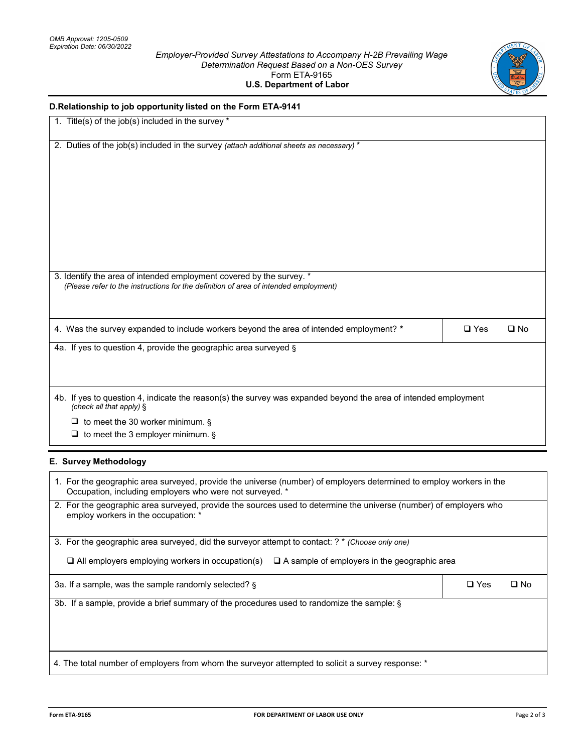OMB Approval: 1205-0509
Expiration Date: 06/30/2022

*Employer-Provided Survey Attestations to Accompany H-2B Prevailing Wage Determination Request Based on a Non-OES Survey*
Form ETA-9165
**U.S. Department of Labor**

## D. Relationship to job opportunity listed on the Form ETA-9141

1. Title(s) of the job(s) included in the survey *

2. Duties of the job(s) included in the survey *(attach additional sheets as necessary)* *

3. Identify the area of intended employment covered by the survey. *
*(Please refer to the instructions for the definition of area of intended employment)*

| | |
|---|---|
| 4. Was the survey expanded to include workers beyond the area of intended employment? * | ❑ Yes ❑ No |

4a. If yes to question 4, provide the geographic area surveyed §

4b. If yes to question 4, indicate the reason(s) the survey was expanded beyond the area of intended employment *(check all that apply)* §

- ❑ to meet the 30 worker minimum. §
- ❑ to meet the 3 employer minimum. §

## E. Survey Methodology

1. For the geographic area surveyed, provide the universe (number) of employers determined to employ workers in the Occupation, including employers who were not surveyed. *

2. For the geographic area surveyed, provide the sources used to determine the universe (number) of employers who employ workers in the occupation: *

3. For the geographic area surveyed, did the surveyor attempt to contact: ? * *(Choose only one)*

❑ All employers employing workers in occupation(s) ❑ A sample of employers in the geographic area

| | |
|---|---|
| 3a. If a sample, was the sample randomly selected? § | ❑ Yes ❑ No |

3b. If a sample, provide a brief summary of the procedures used to randomize the sample: §

4. The total number of employers from whom the surveyor attempted to solicit a survey response: *

Form ETA-9165 FOR DEPARTMENT OF LABOR USE ONLY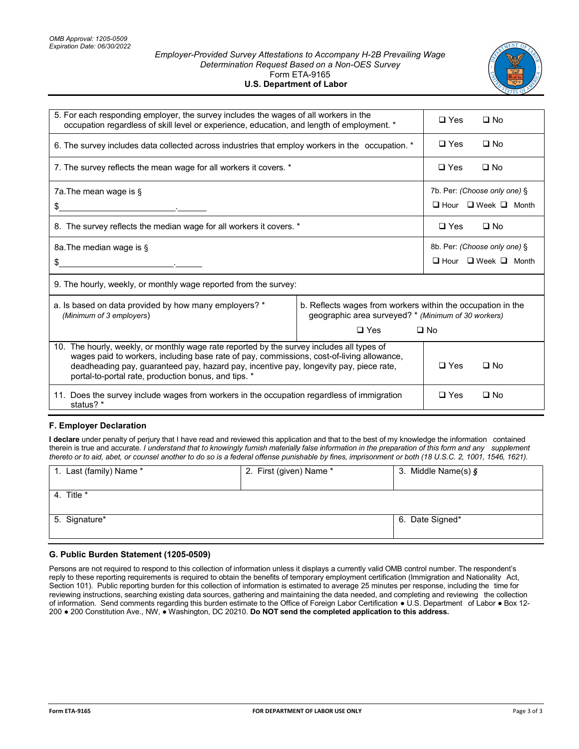OMB Approval: 1205-0509
Expiration Date: 06/30/2022

*Employer-Provided Survey Attestations to Accompany H-2B Prevailing Wage Determination Request Based on a Non-OES Survey*
Form ETA-9165
**U.S. Department of Labor**

| | |
|---|---|
| 5. For each responding employer, the survey includes the wages of all workers in the occupation regardless of skill level or experience, education, and length of employment. * | ❑ Yes ❑ No |
| 6. The survey includes data collected across industries that employ workers in the occupation. * | ❑ Yes ❑ No |
| 7. The survey reflects the mean wage for all workers it covers. * | ❑ Yes ❑ No |
| 7a. The mean wage is § <br> $ ________________ . ______ | 7b. Per: *(Choose only one)* § <br> ❑ Hour ❑ Week ❑ Month |
| 8. The survey reflects the median wage for all workers it covers. * | ❑ Yes ❑ No |
| 8a. The median wage is § <br> $ ________________ . ______ | 8b. Per: *(Choose only one)* § <br> ❑ Hour ❑ Week ❑ Month |
| 9. The hourly, weekly, or monthly wage reported from the survey: | |
| a. Is based on data provided by how many employers? * *(Minimum of 3 employers)* | b. Reflects wages from workers within the occupation in the geographic area surveyed? * *(Minimum of 30 workers)* <br> ❑ Yes ❑ No |
| 10. The hourly, weekly, or monthly wage rate reported by the survey includes all types of wages paid to workers, including base rate of pay, commissions, cost-of-living allowance, deadheading pay, guaranteed pay, hazard pay, incentive pay, longevity pay, piece rate, portal-to-portal rate, production bonus, and tips. * | ❑ Yes ❑ No |
| 11. Does the survey include wages from workers in the occupation regardless of immigration status? * | ❑ Yes ❑ No |

### F. Employer Declaration

**I declare** under penalty of perjury that I have read and reviewed this application and that to the best of my knowledge the information contained therein is true and accurate. *I understand that to knowingly furnish materially false information in the preparation of this form and any supplement thereto or to aid, abet, or counsel another to do so is a federal offense punishable by fines, imprisonment or both (18 U.S.C. 2, 1001, 1546, 1621).*

| | | |
|---|---|---|
| 1. Last (family) Name * | 2. First (given) Name * | 3. Middle Name(s) *§* |
| 4. Title * | | |
| 5. Signature* | | 6. Date Signed* |

### G. Public Burden Statement (1205-0509)

Persons are not required to respond to this collection of information unless it displays a currently valid OMB control number. The respondent's reply to these reporting requirements is required to obtain the benefits of temporary employment certification (Immigration and Nationality Act, Section 101). Public reporting burden for this collection of information is estimated to average 25 minutes per response, including the time for reviewing instructions, searching existing data sources, gathering and maintaining the data needed, and completing and reviewing the collection of information. Send comments regarding this burden estimate to the Office of Foreign Labor Certification ● U.S. Department of Labor ● Box 12-200 ● 200 Constitution Ave., NW, ● Washington, DC 20210. **Do NOT send the completed application to this address.**

**FOR DEPARTMENT OF LABOR USE ONLY**